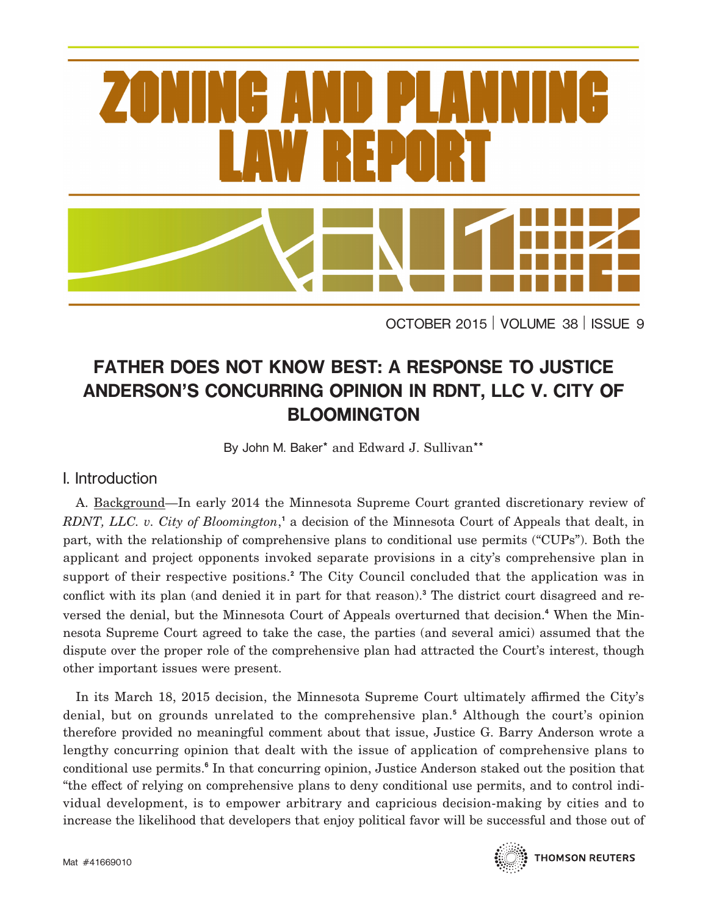# ZONING AND PLANNING LAW REPORT

OCTOBER 2015 | VOLUME 38 | ISSUE 9

## FATHER DOES NOT KNOW BEST: A RESPONSE TO JUSTICE ANDERSON'S CONCURRING OPINION IN RDNT, LLC V. CITY OF BLOOMINGTON

By John M. Baker* and Edward J. Sullivan**

### I. Introduction

A. Background—In early 2014 the Minnesota Supreme Court granted discretionary review of *RDNT, LLC. v. City of Bloomington*,[1] a decision of the Minnesota Court of Appeals that dealt, in part, with the relationship of comprehensive plans to conditional use permits ("CUPs"). Both the applicant and project opponents invoked separate provisions in a city's comprehensive plan in support of their respective positions.[2] The City Council concluded that the application was in conflict with its plan (and denied it in part for that reason).[3] The district court disagreed and reversed the denial, but the Minnesota Court of Appeals overturned that decision.[4] When the Minnesota Supreme Court agreed to take the case, the parties (and several amici) assumed that the dispute over the proper role of the comprehensive plan had attracted the Court's interest, though other important issues were present.

In its March 18, 2015 decision, the Minnesota Supreme Court ultimately affirmed the City's denial, but on grounds unrelated to the comprehensive plan.[5] Although the court's opinion therefore provided no meaningful comment about that issue, Justice G. Barry Anderson wrote a lengthy concurring opinion that dealt with the issue of application of comprehensive plans to conditional use permits.[6] In that concurring opinion, Justice Anderson staked out the position that "the effect of relying on comprehensive plans to deny conditional use permits, and to control individual development, is to empower arbitrary and capricious decision-making by cities and to increase the likelihood that developers that enjoy political favor will be successful and those out of

Mat #41669010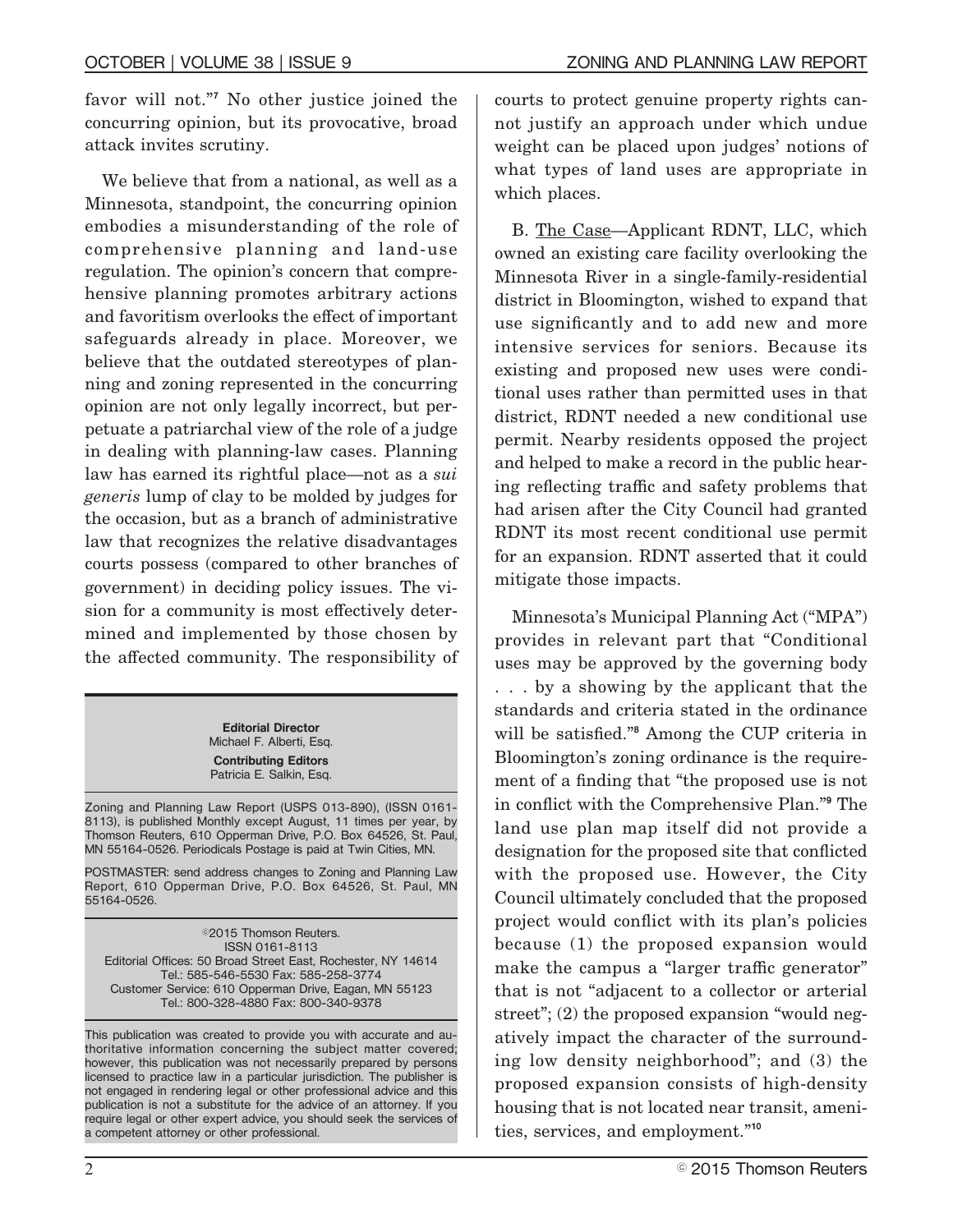favor will not."[7] No other justice joined the concurring opinion, but its provocative, broad attack invites scrutiny.

We believe that from a national, as well as a Minnesota, standpoint, the concurring opinion embodies a misunderstanding of the role of comprehensive planning and land-use regulation. The opinion's concern that comprehensive planning promotes arbitrary actions and favoritism overlooks the effect of important safeguards already in place. Moreover, we believe that the outdated stereotypes of planning and zoning represented in the concurring opinion are not only legally incorrect, but perpetuate a patriarchal view of the role of a judge in dealing with planning-law cases. Planning law has earned its rightful place—not as a *sui generis* lump of clay to be molded by judges for the occasion, but as a branch of administrative law that recognizes the relative disadvantages courts possess (compared to other branches of government) in deciding policy issues. The vision for a community is most effectively determined and implemented by those chosen by the affected community. The responsibility of courts to protect genuine property rights cannot justify an approach under which undue weight can be placed upon judges' notions of what types of land uses are appropriate in which places.

B. The Case—Applicant RDNT, LLC, which owned an existing care facility overlooking the Minnesota River in a single-family-residential district in Bloomington, wished to expand that use significantly and to add new and more intensive services for seniors. Because its existing and proposed new uses were conditional uses rather than permitted uses in that district, RDNT needed a new conditional use permit. Nearby residents opposed the project and helped to make a record in the public hearing reflecting traffic and safety problems that had arisen after the City Council had granted RDNT its most recent conditional use permit for an expansion. RDNT asserted that it could mitigate those impacts.

Minnesota's Municipal Planning Act ("MPA") provides in relevant part that "Conditional uses may be approved by the governing body . . . by a showing by the applicant that the standards and criteria stated in the ordinance will be satisfied."[8] Among the CUP criteria in Bloomington's zoning ordinance is the requirement of a finding that "the proposed use is not in conflict with the Comprehensive Plan."[9] The land use plan map itself did not provide a designation for the proposed site that conflicted with the proposed use. However, the City Council ultimately concluded that the proposed project would conflict with its plan's policies because (1) the proposed expansion would make the campus a "larger traffic generator" that is not "adjacent to a collector or arterial street"; (2) the proposed expansion "would negatively impact the character of the surrounding low density neighborhood"; and (3) the proposed expansion consists of high-density housing that is not located near transit, amenities, services, and employment."[10]

**Editorial Director**
Michael F. Alberti, Esq.

**Contributing Editors**
Patricia E. Salkin, Esq.

Zoning and Planning Law Report (USPS 013-890), (ISSN 0161-8113), is published Monthly except August, 11 times per year, by Thomson Reuters, 610 Opperman Drive, P.O. Box 64526, St. Paul, MN 55164-0526. Periodicals Postage is paid at Twin Cities, MN.

POSTMASTER: send address changes to Zoning and Planning Law Report, 610 Opperman Drive, P.O. Box 64526, St. Paul, MN 55164-0526.

©2015 Thomson Reuters.
ISSN 0161-8113
Editorial Offices: 50 Broad Street East, Rochester, NY 14614
Tel.: 585-546-5530 Fax: 585-258-3774
Customer Service: 610 Opperman Drive, Eagan, MN 55123
Tel.: 800-328-4880 Fax: 800-340-9378

This publication was created to provide you with accurate and authoritative information concerning the subject matter covered; however, this publication was not necessarily prepared by persons licensed to practice law in a particular jurisdiction. The publisher is not engaged in rendering legal or other professional advice and this publication is not a substitute for the advice of an attorney. If you require legal or other expert advice, you should seek the services of a competent attorney or other professional.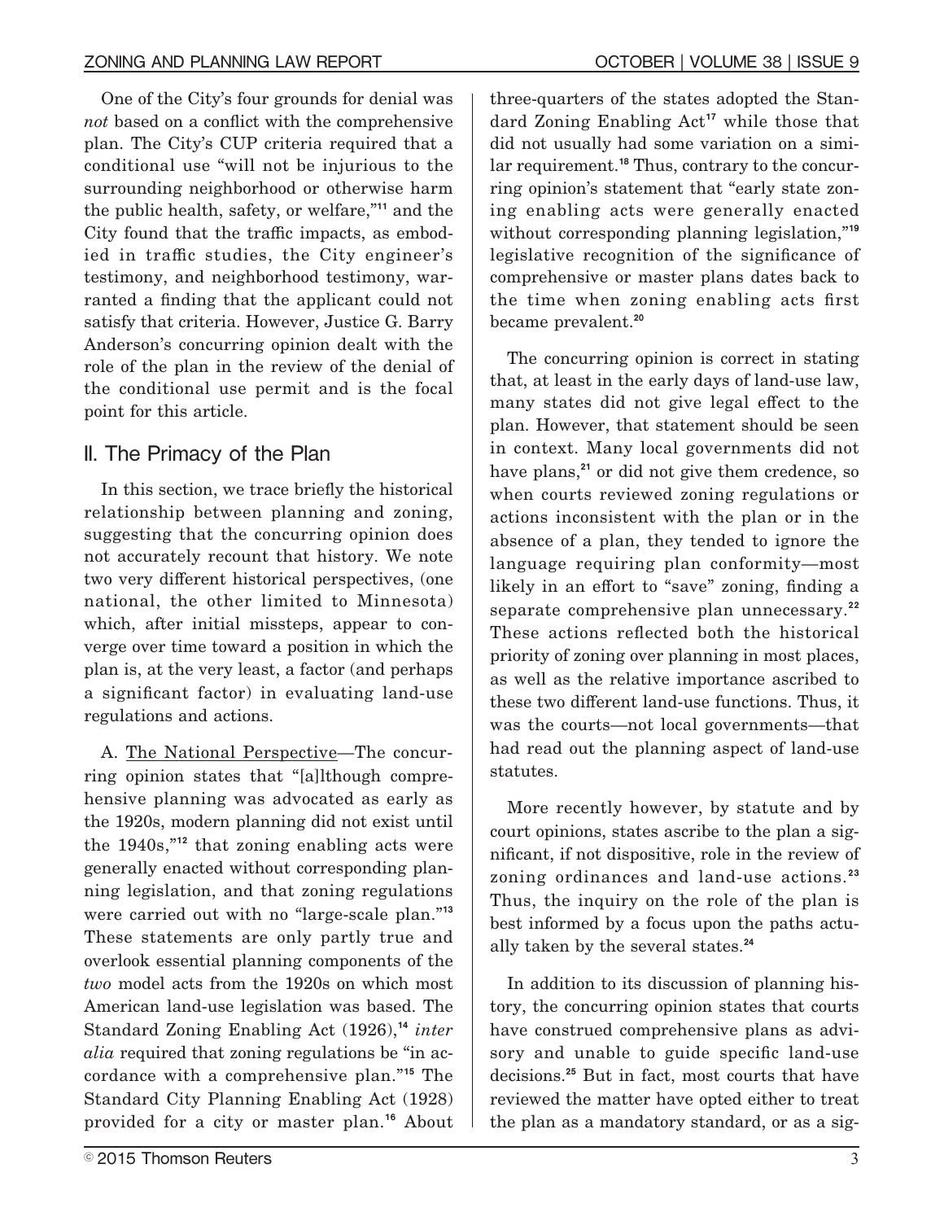One of the City's four grounds for denial was *not* based on a conflict with the comprehensive plan. The City's CUP criteria required that a conditional use "will not be injurious to the surrounding neighborhood or otherwise harm the public health, safety, or welfare,"[11] and the City found that the traffic impacts, as embodied in traffic studies, the City engineer's testimony, and neighborhood testimony, warranted a finding that the applicant could not satisfy that criteria. However, Justice G. Barry Anderson's concurring opinion dealt with the role of the plan in the review of the denial of the conditional use permit and is the focal point for this article.

## II. The Primacy of the Plan

In this section, we trace briefly the historical relationship between planning and zoning, suggesting that the concurring opinion does not accurately recount that history. We note two very different historical perspectives, (one national, the other limited to Minnesota) which, after initial missteps, appear to converge over time toward a position in which the plan is, at the very least, a factor (and perhaps a significant factor) in evaluating land-use regulations and actions.

A. The National Perspective—The concurring opinion states that "[a]lthough comprehensive planning was advocated as early as the 1920s, modern planning did not exist until the 1940s,"[12] that zoning enabling acts were generally enacted without corresponding planning legislation, and that zoning regulations were carried out with no "large-scale plan."[13] These statements are only partly true and overlook essential planning components of the *two* model acts from the 1920s on which most American land-use legislation was based. The Standard Zoning Enabling Act (1926),[14] *inter alia* required that zoning regulations be "in accordance with a comprehensive plan."[15] The Standard City Planning Enabling Act (1928) provided for a city or master plan.[16] About three-quarters of the states adopted the Standard Zoning Enabling Act[17] while those that did not usually had some variation on a similar requirement.[18] Thus, contrary to the concurring opinion's statement that "early state zoning enabling acts were generally enacted without corresponding planning legislation,"[19] legislative recognition of the significance of comprehensive or master plans dates back to the time when zoning enabling acts first became prevalent.[20]

The concurring opinion is correct in stating that, at least in the early days of land-use law, many states did not give legal effect to the plan. However, that statement should be seen in context. Many local governments did not have plans,[21] or did not give them credence, so when courts reviewed zoning regulations or actions inconsistent with the plan or in the absence of a plan, they tended to ignore the language requiring plan conformity—most likely in an effort to "save" zoning, finding a separate comprehensive plan unnecessary.[22] These actions reflected both the historical priority of zoning over planning in most places, as well as the relative importance ascribed to these two different land-use functions. Thus, it was the courts—not local governments—that had read out the planning aspect of land-use statutes.

More recently however, by statute and by court opinions, states ascribe to the plan a significant, if not dispositive, role in the review of zoning ordinances and land-use actions.[23] Thus, the inquiry on the role of the plan is best informed by a focus upon the paths actually taken by the several states.[24]

In addition to its discussion of planning history, the concurring opinion states that courts have construed comprehensive plans as advisory and unable to guide specific land-use decisions.[25] But in fact, most courts that have reviewed the matter have opted either to treat the plan as a mandatory standard, or as a sig-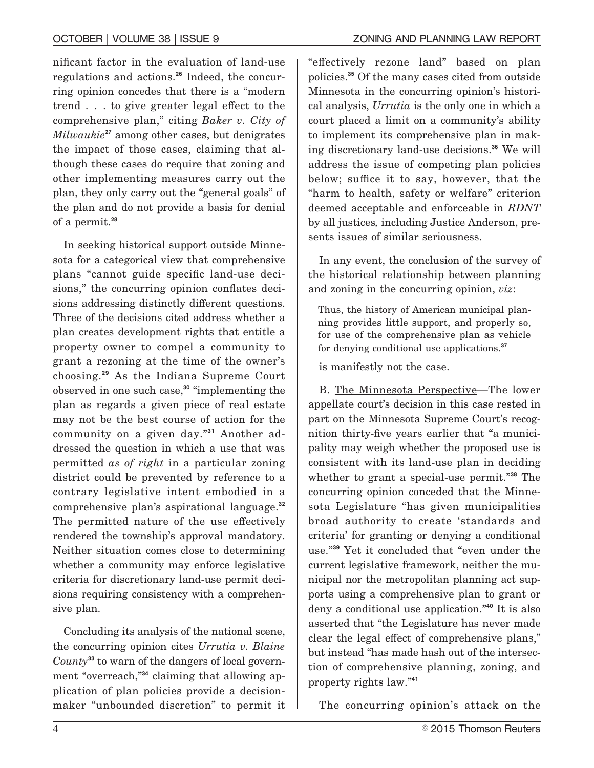nificant factor in the evaluation of land-use regulations and actions.[26] Indeed, the concurring opinion concedes that there is a "modern trend . . . to give greater legal effect to the comprehensive plan," citing *Baker v. City of Milwaukie*[27] among other cases, but denigrates the impact of those cases, claiming that although these cases do require that zoning and other implementing measures carry out the plan, they only carry out the "general goals" of the plan and do not provide a basis for denial of a permit.[28]

In seeking historical support outside Minnesota for a categorical view that comprehensive plans "cannot guide specific land-use decisions," the concurring opinion conflates decisions addressing distinctly different questions. Three of the decisions cited address whether a plan creates development rights that entitle a property owner to compel a community to grant a rezoning at the time of the owner's choosing.[29] As the Indiana Supreme Court observed in one such case,[30] "implementing the plan as regards a given piece of real estate may not be the best course of action for the community on a given day."[31] Another addressed the question in which a use that was permitted *as of right* in a particular zoning district could be prevented by reference to a contrary legislative intent embodied in a comprehensive plan's aspirational language.[32] The permitted nature of the use effectively rendered the township's approval mandatory. Neither situation comes close to determining whether a community may enforce legislative criteria for discretionary land-use permit decisions requiring consistency with a comprehensive plan.

Concluding its analysis of the national scene, the concurring opinion cites *Urrutia v. Blaine County*[33] to warn of the dangers of local government "overreach,"[34] claiming that allowing application of plan policies provide a decisionmaker "unbounded discretion" to permit it "effectively rezone land" based on plan policies.[35] Of the many cases cited from outside Minnesota in the concurring opinion's historical analysis, *Urrutia* is the only one in which a court placed a limit on a community's ability to implement its comprehensive plan in making discretionary land-use decisions.[36] We will address the issue of competing plan policies below; suffice it to say, however, that the "harm to health, safety or welfare" criterion deemed acceptable and enforceable in *RDNT* by all justices, including Justice Anderson, presents issues of similar seriousness.

In any event, the conclusion of the survey of the historical relationship between planning and zoning in the concurring opinion, *viz*:

> Thus, the history of American municipal planning provides little support, and properly so, for use of the comprehensive plan as vehicle for denying conditional use applications.[37]

is manifestly not the case.

B. <u>The Minnesota Perspective</u>—The lower appellate court's decision in this case rested in part on the Minnesota Supreme Court's recognition thirty-five years earlier that "a municipality may weigh whether the proposed use is consistent with its land-use plan in deciding whether to grant a special-use permit."[38] The concurring opinion conceded that the Minnesota Legislature "has given municipalities broad authority to create 'standards and criteria' for granting or denying a conditional use."[39] Yet it concluded that "even under the current legislative framework, neither the municipal nor the metropolitan planning act supports using a comprehensive plan to grant or deny a conditional use application."[40] It is also asserted that "the Legislature has never made clear the legal effect of comprehensive plans," but instead "has made hash out of the intersection of comprehensive planning, zoning, and property rights law."[41]

The concurring opinion's attack on the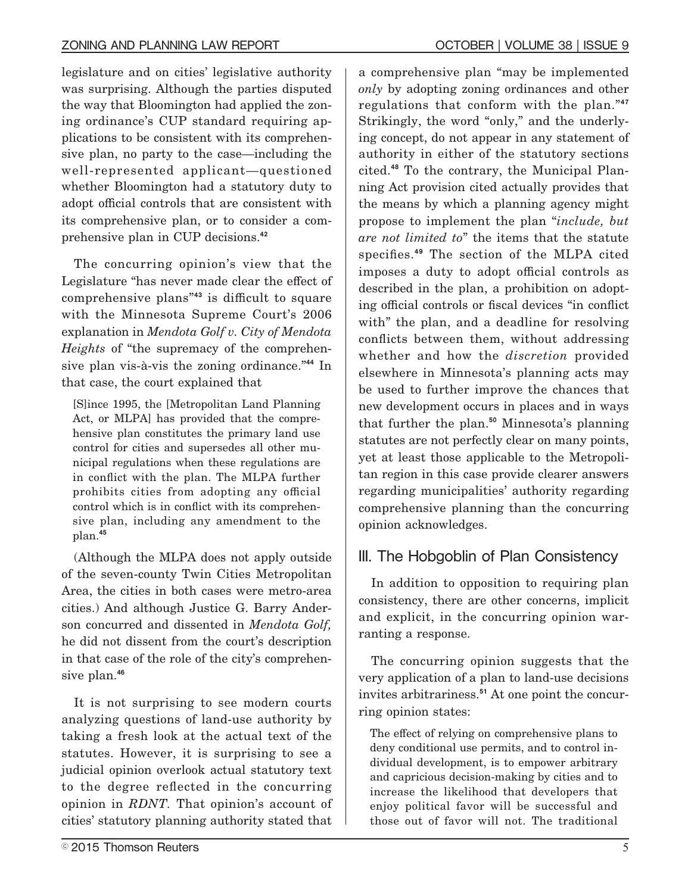legislature and on cities' legislative authority was surprising. Although the parties disputed the way that Bloomington had applied the zoning ordinance's CUP standard requiring applications to be consistent with its comprehensive plan, no party to the case—including the well-represented applicant—questioned whether Bloomington had a statutory duty to adopt official controls that are consistent with its comprehensive plan, or to consider a comprehensive plan in CUP decisions.[42]

The concurring opinion's view that the Legislature "has never made clear the effect of comprehensive plans"[43] is difficult to square with the Minnesota Supreme Court's 2006 explanation in *Mendota Golf v. City of Mendota Heights* of "the supremacy of the comprehensive plan vis-à-vis the zoning ordinance."[44] In that case, the court explained that

> [S]ince 1995, the [Metropolitan Land Planning Act, or MLPA] has provided that the comprehensive plan constitutes the primary land use control for cities and supersedes all other municipal regulations when these regulations are in conflict with the plan. The MLPA further prohibits cities from adopting any official control which is in conflict with its comprehensive plan, including any amendment to the plan.[45]

(Although the MLPA does not apply outside of the seven-county Twin Cities Metropolitan Area, the cities in both cases were metro-area cities.) And although Justice G. Barry Anderson concurred and dissented in *Mendota Golf,* he did not dissent from the court's description in that case of the role of the city's comprehensive plan.[46]

It is not surprising to see modern courts analyzing questions of land-use authority by taking a fresh look at the actual text of the statutes. However, it is surprising to see a judicial opinion overlook actual statutory text to the degree reflected in the concurring opinion in *RDNT*. That opinion's account of cities' statutory planning authority stated that a comprehensive plan "may be implemented *only* by adopting zoning ordinances and other regulations that conform with the plan."[47] Strikingly, the word "only," and the underlying concept, do not appear in any statement of authority in either of the statutory sections cited.[48] To the contrary, the Municipal Planning Act provision cited actually provides that the means by which a planning agency might propose to implement the plan "*include, but are not limited to*" the items that the statute specifies.[49] The section of the MLPA cited imposes a duty to adopt official controls as described in the plan, a prohibition on adopting official controls or fiscal devices "in conflict with" the plan, and a deadline for resolving conflicts between them, without addressing whether and how the *discretion* provided elsewhere in Minnesota's planning acts may be used to further improve the chances that new development occurs in places and in ways that further the plan.[50] Minnesota's planning statutes are not perfectly clear on many points, yet at least those applicable to the Metropolitan region in this case provide clearer answers regarding municipalities' authority regarding comprehensive planning than the concurring opinion acknowledges.

## III. The Hobgoblin of Plan Consistency

In addition to opposition to requiring plan consistency, there are other concerns, implicit and explicit, in the concurring opinion warranting a response.

The concurring opinion suggests that the very application of a plan to land-use decisions invites arbitrariness.[51] At one point the concurring opinion states:

> The effect of relying on comprehensive plans to deny conditional use permits, and to control individual development, is to empower arbitrary and capricious decision-making by cities and to increase the likelihood that developers that enjoy political favor will be successful and those out of favor will not. The traditional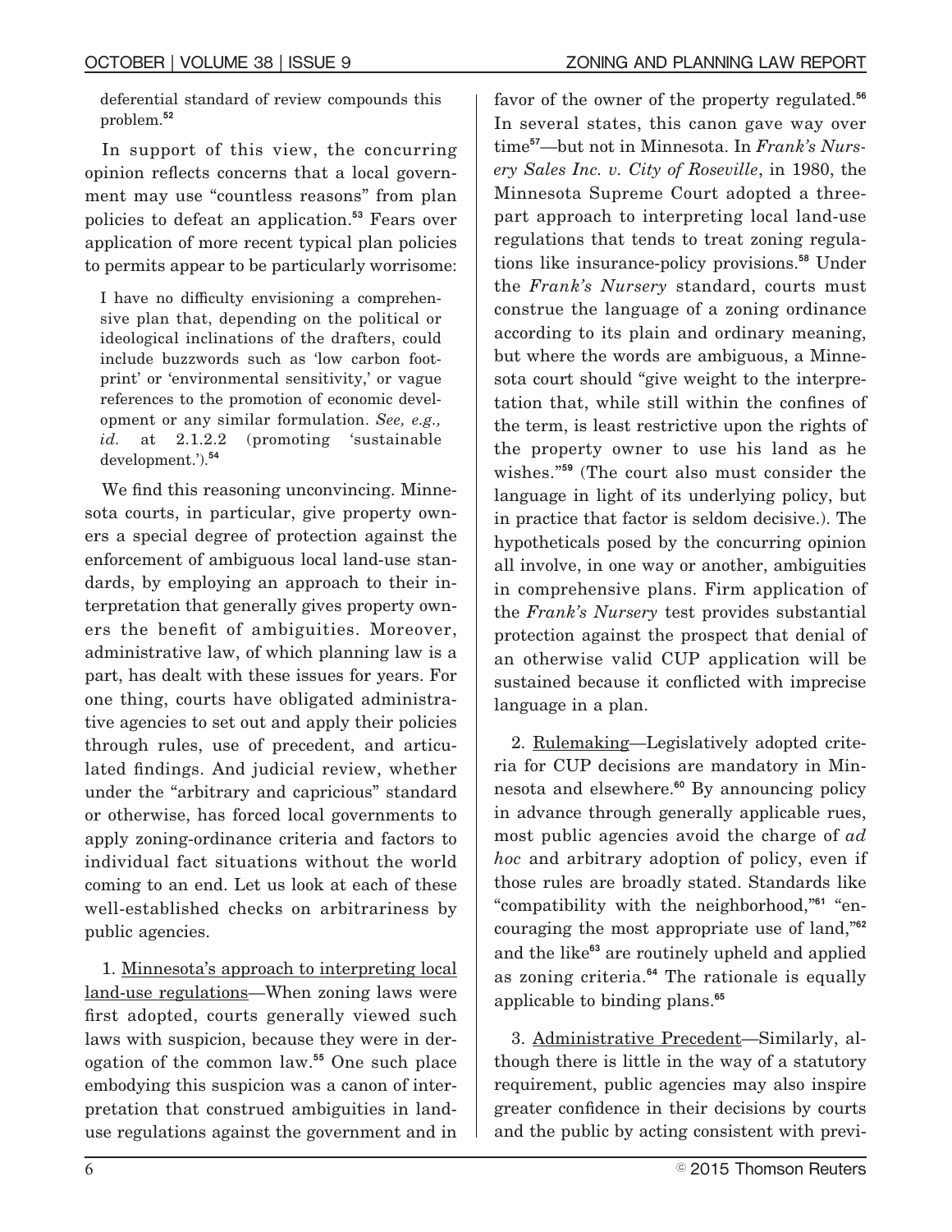deferential standard of review compounds this problem.[52]

In support of this view, the concurring opinion reflects concerns that a local government may use "countless reasons" from plan policies to defeat an application.[53] Fears over application of more recent typical plan policies to permits appear to be particularly worrisome:

> I have no difficulty envisioning a comprehensive plan that, depending on the political or ideological inclinations of the drafters, could include buzzwords such as 'low carbon footprint' or 'environmental sensitivity,' or vague references to the promotion of economic development or any similar formulation. *See, e.g., id.* at 2.1.2.2 (promoting 'sustainable development.').[54]

We find this reasoning unconvincing. Minnesota courts, in particular, give property owners a special degree of protection against the enforcement of ambiguous local land-use standards, by employing an approach to their interpretation that generally gives property owners the benefit of ambiguities. Moreover, administrative law, of which planning law is a part, has dealt with these issues for years. For one thing, courts have obligated administrative agencies to set out and apply their policies through rules, use of precedent, and articulated findings. And judicial review, whether under the "arbitrary and capricious" standard or otherwise, has forced local governments to apply zoning-ordinance criteria and factors to individual fact situations without the world coming to an end. Let us look at each of these well-established checks on arbitrariness by public agencies.

1. Minnesota's approach to interpreting local land-use regulations—When zoning laws were first adopted, courts generally viewed such laws with suspicion, because they were in derogation of the common law.[55] One such place embodying this suspicion was a canon of interpretation that construed ambiguities in land-use regulations against the government and in favor of the owner of the property regulated.[56] In several states, this canon gave way over time[57]—but not in Minnesota. In *Frank's Nursery Sales Inc. v. City of Roseville*, in 1980, the Minnesota Supreme Court adopted a three-part approach to interpreting local land-use regulations that tends to treat zoning regulations like insurance-policy provisions.[58] Under the *Frank's Nursery* standard, courts must construe the language of a zoning ordinance according to its plain and ordinary meaning, but where the words are ambiguous, a Minnesota court should "give weight to the interpretation that, while still within the confines of the term, is least restrictive upon the rights of the property owner to use his land as he wishes."[59] (The court also must consider the language in light of its underlying policy, but in practice that factor is seldom decisive.). The hypotheticals posed by the concurring opinion all involve, in one way or another, ambiguities in comprehensive plans. Firm application of the *Frank's Nursery* test provides substantial protection against the prospect that denial of an otherwise valid CUP application will be sustained because it conflicted with imprecise language in a plan.

2. Rulemaking—Legislatively adopted criteria for CUP decisions are mandatory in Minnesota and elsewhere.[60] By announcing policy in advance through generally applicable rues, most public agencies avoid the charge of *ad hoc* and arbitrary adoption of policy, even if those rules are broadly stated. Standards like "compatibility with the neighborhood,"[61] "encouraging the most appropriate use of land,"[62] and the like[63] are routinely upheld and applied as zoning criteria.[64] The rationale is equally applicable to binding plans.[65]

3. Administrative Precedent—Similarly, although there is little in the way of a statutory requirement, public agencies may also inspire greater confidence in their decisions by courts and the public by acting consistent with previ-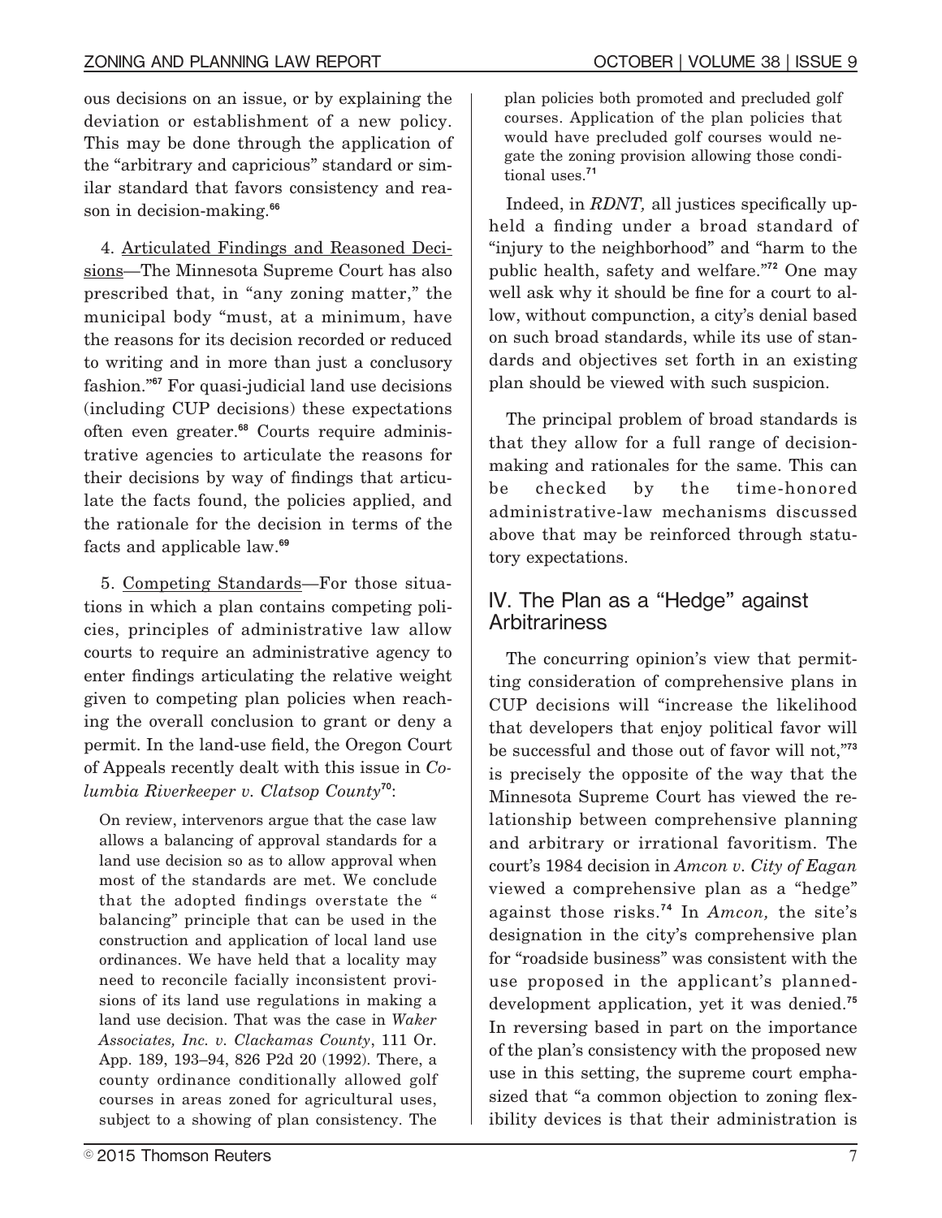ous decisions on an issue, or by explaining the deviation or establishment of a new policy. This may be done through the application of the "arbitrary and capricious" standard or similar standard that favors consistency and reason in decision-making.[66]

4. Articulated Findings and Reasoned Decisions—The Minnesota Supreme Court has also prescribed that, in "any zoning matter," the municipal body "must, at a minimum, have the reasons for its decision recorded or reduced to writing and in more than just a conclusory fashion."[67] For quasi-judicial land use decisions (including CUP decisions) these expectations often even greater.[68] Courts require administrative agencies to articulate the reasons for their decisions by way of findings that articulate the facts found, the policies applied, and the rationale for the decision in terms of the facts and applicable law.[69]

5. Competing Standards—For those situations in which a plan contains competing policies, principles of administrative law allow courts to require an administrative agency to enter findings articulating the relative weight given to competing plan policies when reaching the overall conclusion to grant or deny a permit. In the land-use field, the Oregon Court of Appeals recently dealt with this issue in *Columbia Riverkeeper v. Clatsop County*[70]:

> On review, intervenors argue that the case law allows a balancing of approval standards for a land use decision so as to allow approval when most of the standards are met. We conclude that the adopted findings overstate the " balancing" principle that can be used in the construction and application of local land use ordinances. We have held that a locality may need to reconcile facially inconsistent provisions of its land use regulations in making a land use decision. That was the case in *Waker Associates, Inc. v. Clackamas County*, 111 Or. App. 189, 193–94, 826 P2d 20 (1992). There, a county ordinance conditionally allowed golf courses in areas zoned for agricultural uses, subject to a showing of plan consistency. The plan policies both promoted and precluded golf courses. Application of the plan policies that would have precluded golf courses would negate the zoning provision allowing those conditional uses.[71]

Indeed, in *RDNT,* all justices specifically upheld a finding under a broad standard of "injury to the neighborhood" and "harm to the public health, safety and welfare."[72] One may well ask why it should be fine for a court to allow, without compunction, a city's denial based on such broad standards, while its use of standards and objectives set forth in an existing plan should be viewed with such suspicion.

The principal problem of broad standards is that they allow for a full range of decision-making and rationales for the same. This can be checked by the time-honored administrative-law mechanisms discussed above that may be reinforced through statutory expectations.

## IV. The Plan as a "Hedge" against Arbitrariness

The concurring opinion's view that permitting consideration of comprehensive plans in CUP decisions will "increase the likelihood that developers that enjoy political favor will be successful and those out of favor will not,"[73] is precisely the opposite of the way that the Minnesota Supreme Court has viewed the relationship between comprehensive planning and arbitrary or irrational favoritism. The court's 1984 decision in *Amcon v. City of Eagan* viewed a comprehensive plan as a "hedge" against those risks.[74] In *Amcon,* the site's designation in the city's comprehensive plan for "roadside business" was consistent with the use proposed in the applicant's planned-development application, yet it was denied.[75] In reversing based in part on the importance of the plan's consistency with the proposed new use in this setting, the supreme court emphasized that "a common objection to zoning flexibility devices is that their administration is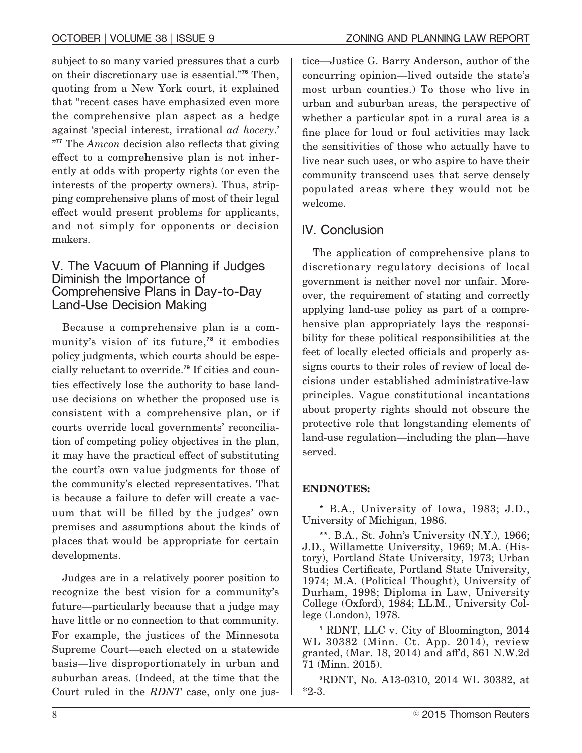subject to so many varied pressures that a curb on their discretionary use is essential."[76] Then, quoting from a New York court, it explained that "recent cases have emphasized even more the comprehensive plan aspect as a hedge against 'special interest, irrational *ad hocery*.' "[77] The *Amcon* decision also reflects that giving effect to a comprehensive plan is not inherently at odds with property rights (or even the interests of the property owners). Thus, stripping comprehensive plans of most of their legal effect would present problems for applicants, and not simply for opponents or decision makers.

## V. The Vacuum of Planning if Judges Diminish the Importance of Comprehensive Plans in Day-to-Day Land-Use Decision Making

Because a comprehensive plan is a community's vision of its future,[78] it embodies policy judgments, which courts should be especially reluctant to override.[79] If cities and counties effectively lose the authority to base land-use decisions on whether the proposed use is consistent with a comprehensive plan, or if courts override local governments' reconciliation of competing policy objectives in the plan, it may have the practical effect of substituting the court's own value judgments for those of the community's elected representatives. That is because a failure to defer will create a vacuum that will be filled by the judges' own premises and assumptions about the kinds of places that would be appropriate for certain developments.

Judges are in a relatively poorer position to recognize the best vision for a community's future—particularly because that a judge may have little or no connection to that community. For example, the justices of the Minnesota Supreme Court—each elected on a statewide basis—live disproportionately in urban and suburban areas. (Indeed, at the time that the Court ruled in the *RDNT* case, only one justice—Justice G. Barry Anderson, author of the concurring opinion—lived outside the state's most urban counties.) To those who live in urban and suburban areas, the perspective of whether a particular spot in a rural area is a fine place for loud or foul activities may lack the sensitivities of those who actually have to live near such uses, or who aspire to have their community transcend uses that serve densely populated areas where they would not be welcome.

## IV. Conclusion

The application of comprehensive plans to discretionary regulatory decisions of local government is neither novel nor unfair. Moreover, the requirement of stating and correctly applying land-use policy as part of a comprehensive plan appropriately lays the responsibility for these political responsibilities at the feet of locally elected officials and properly assigns courts to their roles of review of local decisions under established administrative-law principles. Vague constitutional incantations about property rights should not obscure the protective role that longstanding elements of land-use regulation—including the plan—have served.

**ENDNOTES:**

\* B.A., University of Iowa, 1983; J.D., University of Michigan, 1986.

\*\*. B.A., St. John's University (N.Y.), 1966; J.D., Willamette University, 1969; M.A. (History), Portland State University, 1973; Urban Studies Certificate, Portland State University, 1974; M.A. (Political Thought), University of Durham, 1998; Diploma in Law, University College (Oxford), 1984; LL.M., University College (London), 1978.

[1] RDNT, LLC v. City of Bloomington, 2014 WL 30382 (Minn. Ct. App. 2014), review granted, (Mar. 18, 2014) and aff'd, 861 N.W.2d 71 (Minn. 2015).

[2] RDNT, No. A13-0310, 2014 WL 30382, at *2-3.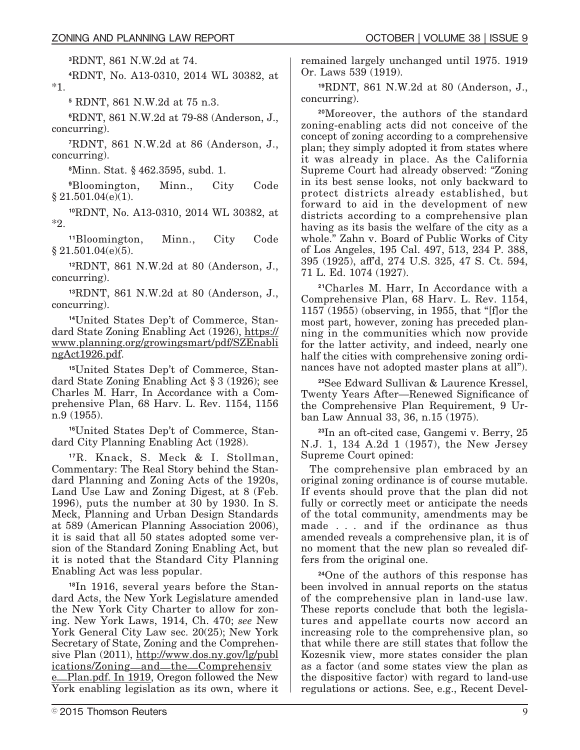[3]RDNT, 861 N.W.2d at 74.

[4]RDNT, No. A13-0310, 2014 WL 30382, at *1.

[5] RDNT, 861 N.W.2d at 75 n.3.

[6]RDNT, 861 N.W.2d at 79-88 (Anderson, J., concurring).

[7]RDNT, 861 N.W.2d at 86 (Anderson, J., concurring).

[8]Minn. Stat. § 462.3595, subd. 1.

[9]Bloomington, Minn., City Code § 21.501.04(e)(1).

[10]RDNT, No. A13-0310, 2014 WL 30382, at *2.

[11]Bloomington, Minn., City Code § 21.501.04(e)(5).

[12]RDNT, 861 N.W.2d at 80 (Anderson, J., concurring).

[13]RDNT, 861 N.W.2d at 80 (Anderson, J., concurring).

[14]United States Dep't of Commerce, Standard State Zoning Enabling Act (1926), https://www.planning.org/growingsmart/pdf/SZEnablingAct1926.pdf.

[15]United States Dep't of Commerce, Standard State Zoning Enabling Act § 3 (1926); see Charles M. Harr, In Accordance with a Comprehensive Plan, 68 Harv. L. Rev. 1154, 1156 n.9 (1955).

[16]United States Dep't of Commerce, Standard City Planning Enabling Act (1928).

[17]R. Knack, S. Meck & I. Stollman, Commentary: The Real Story behind the Standard Planning and Zoning Acts of the 1920s, Land Use Law and Zoning Digest, at 8 (Feb. 1996), puts the number at 30 by 1930. In S. Meck, Planning and Urban Design Standards at 589 (American Planning Association 2006), it is said that all 50 states adopted some version of the Standard Zoning Enabling Act, but it is noted that the Standard City Planning Enabling Act was less popular.

[18]In 1916, several years before the Standard Acts, the New York Legislature amended the New York City Charter to allow for zoning. New York Laws, 1914, Ch. 470; *see* New York General City Law sec. 20(25); New York Secretary of State, Zoning and the Comprehensive Plan (2011), http://www.dos.ny.gov/lg/publications/Zoning_and_the_Comprehensive_Plan.pdf. In 1919, Oregon followed the New York enabling legislation as its own, where it remained largely unchanged until 1975. 1919 Or. Laws 539 (1919).

[19]RDNT, 861 N.W.2d at 80 (Anderson, J., concurring).

[20]Moreover, the authors of the standard zoning-enabling acts did not conceive of the concept of zoning according to a comprehensive plan; they simply adopted it from states where it was already in place. As the California Supreme Court had already observed: "Zoning in its best sense looks, not only backward to protect districts already established, but forward to aid in the development of new districts according to a comprehensive plan having as its basis the welfare of the city as a whole." Zahn v. Board of Public Works of City of Los Angeles, 195 Cal. 497, 513, 234 P. 388, 395 (1925), aff'd, 274 U.S. 325, 47 S. Ct. 594, 71 L. Ed. 1074 (1927).

[21]Charles M. Harr, In Accordance with a Comprehensive Plan, 68 Harv. L. Rev. 1154, 1157 (1955) (observing, in 1955, that "[f]or the most part, however, zoning has preceded planning in the communities which now provide for the latter activity, and indeed, nearly one half the cities with comprehensive zoning ordinances have not adopted master plans at all").

[22]See Edward Sullivan & Laurence Kressel, Twenty Years After—Renewed Significance of the Comprehensive Plan Requirement, 9 Urban Law Annual 33, 36, n.15 (1975).

[23]In an oft-cited case, Gangemi v. Berry, 25 N.J. 1, 134 A.2d 1 (1957), the New Jersey Supreme Court opined:

> The comprehensive plan embraced by an original zoning ordinance is of course mutable. If events should prove that the plan did not fully or correctly meet or anticipate the needs of the total community, amendments may be made . . . and if the ordinance as thus amended reveals a comprehensive plan, it is of no moment that the new plan so revealed differs from the original one.

[24]One of the authors of this response has been involved in annual reports on the status of the comprehensive plan in land-use law. These reports conclude that both the legislatures and appellate courts now accord an increasing role to the comprehensive plan, so that while there are still states that follow the Kozesnik view, more states consider the plan as a factor (and some states view the plan as the dispositive factor) with regard to land-use regulations or actions. See, e.g., Recent Devel-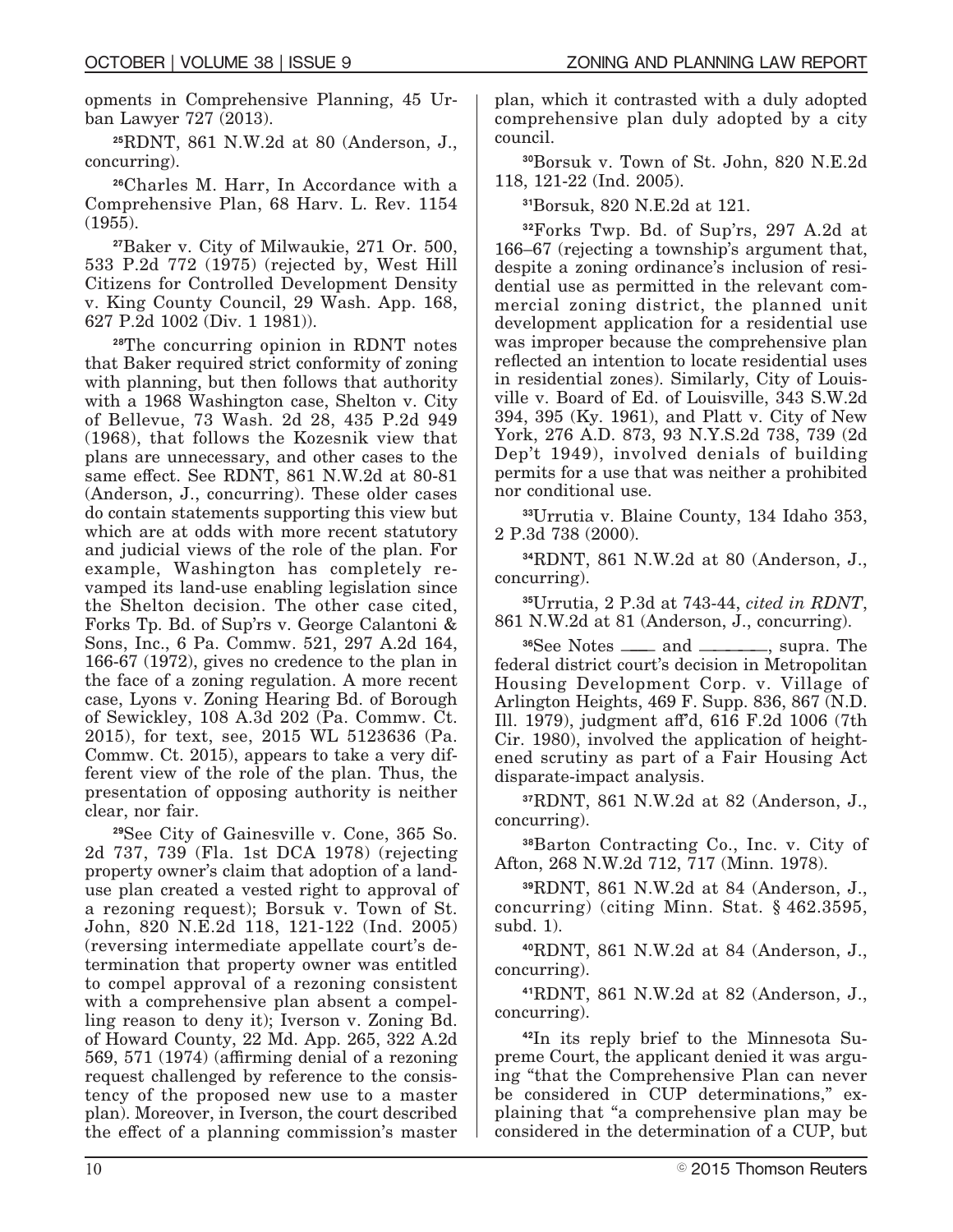opments in Comprehensive Planning, 45 Urban Lawyer 727 (2013).

[25]RDNT, 861 N.W.2d at 80 (Anderson, J., concurring).

[26]Charles M. Harr, In Accordance with a Comprehensive Plan, 68 Harv. L. Rev. 1154 (1955).

[27]Baker v. City of Milwaukie, 271 Or. 500, 533 P.2d 772 (1975) (rejected by, West Hill Citizens for Controlled Development Density v. King County Council, 29 Wash. App. 168, 627 P.2d 1002 (Div. 1 1981)).

[28]The concurring opinion in RDNT notes that Baker required strict conformity of zoning with planning, but then follows that authority with a 1968 Washington case, Shelton v. City of Bellevue, 73 Wash. 2d 28, 435 P.2d 949 (1968), that follows the Kozesnik view that plans are unnecessary, and other cases to the same effect. See RDNT, 861 N.W.2d at 80-81 (Anderson, J., concurring). These older cases do contain statements supporting this view but which are at odds with more recent statutory and judicial views of the role of the plan. For example, Washington has completely revamped its land-use enabling legislation since the Shelton decision. The other case cited, Forks Tp. Bd. of Sup'rs v. George Calantoni & Sons, Inc., 6 Pa. Commw. 521, 297 A.2d 164, 166-67 (1972), gives no credence to the plan in the face of a zoning regulation. A more recent case, Lyons v. Zoning Hearing Bd. of Borough of Sewickley, 108 A.3d 202 (Pa. Commw. Ct. 2015), for text, see, 2015 WL 5123636 (Pa. Commw. Ct. 2015), appears to take a very different view of the role of the plan. Thus, the presentation of opposing authority is neither clear, nor fair.

[29]See City of Gainesville v. Cone, 365 So. 2d 737, 739 (Fla. 1st DCA 1978) (rejecting property owner's claim that adoption of a land-use plan created a vested right to approval of a rezoning request); Borsuk v. Town of St. John, 820 N.E.2d 118, 121-122 (Ind. 2005) (reversing intermediate appellate court's determination that property owner was entitled to compel approval of a rezoning consistent with a comprehensive plan absent a compelling reason to deny it); Iverson v. Zoning Bd. of Howard County, 22 Md. App. 265, 322 A.2d 569, 571 (1974) (affirming denial of a rezoning request challenged by reference to the consistency of the proposed new use to a master plan). Moreover, in Iverson, the court described the effect of a planning commission's master plan, which it contrasted with a duly adopted comprehensive plan duly adopted by a city council.

[30]Borsuk v. Town of St. John, 820 N.E.2d 118, 121-22 (Ind. 2005).

[31]Borsuk, 820 N.E.2d at 121.

[32]Forks Twp. Bd. of Sup'rs, 297 A.2d at 166–67 (rejecting a township's argument that, despite a zoning ordinance's inclusion of residential use as permitted in the relevant commercial zoning district, the planned unit development application for a residential use was improper because the comprehensive plan reflected an intention to locate residential uses in residential zones). Similarly, City of Louisville v. Board of Ed. of Louisville, 343 S.W.2d 394, 395 (Ky. 1961), and Platt v. City of New York, 276 A.D. 873, 93 N.Y.S.2d 738, 739 (2d Dep't 1949), involved denials of building permits for a use that was neither a prohibited nor conditional use.

[33]Urrutia v. Blaine County, 134 Idaho 353, 2 P.3d 738 (2000).

[34]RDNT, 861 N.W.2d at 80 (Anderson, J., concurring).

[35]Urrutia, 2 P.3d at 743-44, *cited in RDNT*, 861 N.W.2d at 81 (Anderson, J., concurring).

[36]See Notes ____ and ________, supra. The federal district court's decision in Metropolitan Housing Development Corp. v. Village of Arlington Heights, 469 F. Supp. 836, 867 (N.D. Ill. 1979), judgment aff'd, 616 F.2d 1006 (7th Cir. 1980), involved the application of heightened scrutiny as part of a Fair Housing Act disparate-impact analysis.

[37]RDNT, 861 N.W.2d at 82 (Anderson, J., concurring).

[38]Barton Contracting Co., Inc. v. City of Afton, 268 N.W.2d 712, 717 (Minn. 1978).

[39]RDNT, 861 N.W.2d at 84 (Anderson, J., concurring) (citing Minn. Stat. § 462.3595, subd. 1).

[40]RDNT, 861 N.W.2d at 84 (Anderson, J., concurring).

[41]RDNT, 861 N.W.2d at 82 (Anderson, J., concurring).

[42]In its reply brief to the Minnesota Supreme Court, the applicant denied it was arguing "that the Comprehensive Plan can never be considered in CUP determinations," explaining that "a comprehensive plan may be considered in the determination of a CUP, but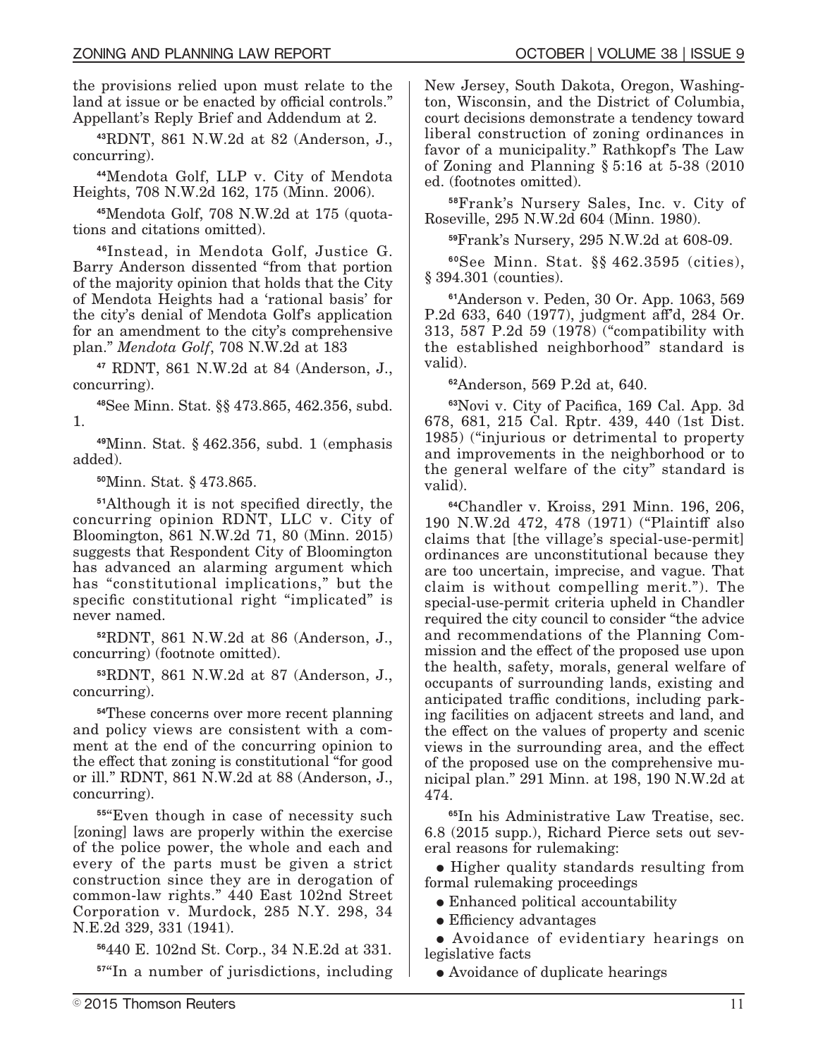the provisions relied upon must relate to the land at issue or be enacted by official controls." Appellant's Reply Brief and Addendum at 2.

[43]RDNT, 861 N.W.2d at 82 (Anderson, J., concurring).

[44]Mendota Golf, LLP v. City of Mendota Heights, 708 N.W.2d 162, 175 (Minn. 2006).

[45]Mendota Golf, 708 N.W.2d at 175 (quotations and citations omitted).

[46]Instead, in Mendota Golf, Justice G. Barry Anderson dissented "from that portion of the majority opinion that holds that the City of Mendota Heights had a 'rational basis' for the city's denial of Mendota Golf's application for an amendment to the city's comprehensive plan." *Mendota Golf*, 708 N.W.2d at 183

[47] RDNT, 861 N.W.2d at 84 (Anderson, J., concurring).

[48]See Minn. Stat. §§ 473.865, 462.356, subd. 1.

[49]Minn. Stat. § 462.356, subd. 1 (emphasis added).

[50]Minn. Stat. § 473.865.

[51]Although it is not specified directly, the concurring opinion RDNT, LLC v. City of Bloomington, 861 N.W.2d 71, 80 (Minn. 2015) suggests that Respondent City of Bloomington has advanced an alarming argument which has "constitutional implications," but the specific constitutional right "implicated" is never named.

[52]RDNT, 861 N.W.2d at 86 (Anderson, J., concurring) (footnote omitted).

[53]RDNT, 861 N.W.2d at 87 (Anderson, J., concurring).

[54]These concerns over more recent planning and policy views are consistent with a comment at the end of the concurring opinion to the effect that zoning is constitutional "for good or ill." RDNT, 861 N.W.2d at 88 (Anderson, J., concurring).

[55]"Even though in case of necessity such [zoning] laws are properly within the exercise of the police power, the whole and each and every of the parts must be given a strict construction since they are in derogation of common-law rights." 440 East 102nd Street Corporation v. Murdock, 285 N.Y. 298, 34 N.E.2d 329, 331 (1941).

[56]440 E. 102nd St. Corp., 34 N.E.2d at 331.

[57]"In a number of jurisdictions, including New Jersey, South Dakota, Oregon, Washington, Wisconsin, and the District of Columbia, court decisions demonstrate a tendency toward liberal construction of zoning ordinances in favor of a municipality." Rathkopf's The Law of Zoning and Planning § 5:16 at 5-38 (2010 ed. (footnotes omitted).

[58]Frank's Nursery Sales, Inc. v. City of Roseville, 295 N.W.2d 604 (Minn. 1980).

[59]Frank's Nursery, 295 N.W.2d at 608-09.

[60]See Minn. Stat. §§ 462.3595 (cities), § 394.301 (counties).

[61]Anderson v. Peden, 30 Or. App. 1063, 569 P.2d 633, 640 (1977), judgment aff'd, 284 Or. 313, 587 P.2d 59 (1978) ("compatibility with the established neighborhood" standard is valid).

[62]Anderson, 569 P.2d at, 640.

[63]Novi v. City of Pacifica, 169 Cal. App. 3d 678, 681, 215 Cal. Rptr. 439, 440 (1st Dist. 1985) ("injurious or detrimental to property and improvements in the neighborhood or to the general welfare of the city" standard is valid).

[64]Chandler v. Kroiss, 291 Minn. 196, 206, 190 N.W.2d 472, 478 (1971) ("Plaintiff also claims that [the village's special-use-permit] ordinances are unconstitutional because they are too uncertain, imprecise, and vague. That claim is without compelling merit."). The special-use-permit criteria upheld in Chandler required the city council to consider "the advice and recommendations of the Planning Commission and the effect of the proposed use upon the health, safety, morals, general welfare of occupants of surrounding lands, existing and anticipated traffic conditions, including parking facilities on adjacent streets and land, and the effect on the values of property and scenic views in the surrounding area, and the effect of the proposed use on the comprehensive municipal plan." 291 Minn. at 198, 190 N.W.2d at 474.

[65]In his Administrative Law Treatise, sec. 6.8 (2015 supp.), Richard Pierce sets out several reasons for rulemaking:

- Higher quality standards resulting from formal rulemaking proceedings
- Enhanced political accountability
- Efficiency advantages
- Avoidance of evidentiary hearings on legislative facts
- Avoidance of duplicate hearings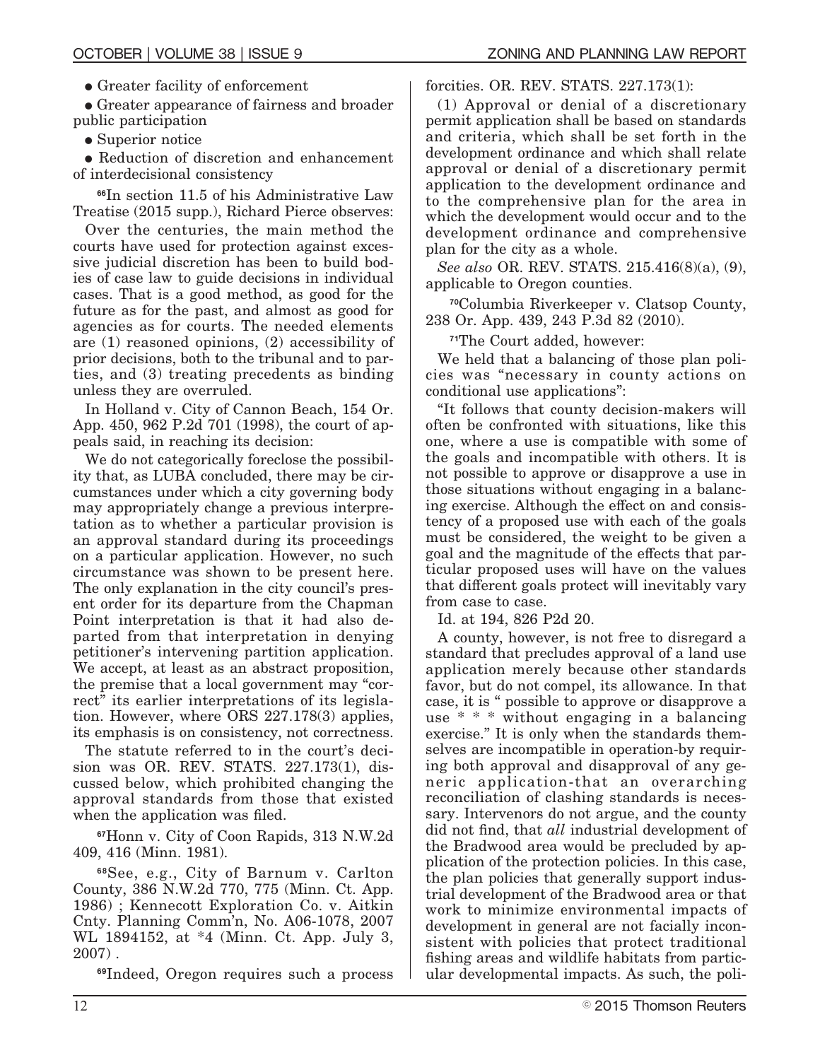- Greater facility of enforcement
- Greater appearance of fairness and broader public participation
- Superior notice
- Reduction of discretion and enhancement of interdecisional consistency

[66]In section 11.5 of his Administrative Law Treatise (2015 supp.), Richard Pierce observes:

Over the centuries, the main method the courts have used for protection against excessive judicial discretion has been to build bodies of case law to guide decisions in individual cases. That is a good method, as good for the future as for the past, and almost as good for agencies as for courts. The needed elements are (1) reasoned opinions, (2) accessibility of prior decisions, both to the tribunal and to parties, and (3) treating precedents as binding unless they are overruled.

In Holland v. City of Cannon Beach, 154 Or. App. 450, 962 P.2d 701 (1998), the court of appeals said, in reaching its decision:

We do not categorically foreclose the possibility that, as LUBA concluded, there may be circumstances under which a city governing body may appropriately change a previous interpretation as to whether a particular provision is an approval standard during its proceedings on a particular application. However, no such circumstance was shown to be present here. The only explanation in the city council's present order for its departure from the Chapman Point interpretation is that it had also departed from that interpretation in denying petitioner's intervening partition application. We accept, at least as an abstract proposition, the premise that a local government may "correct" its earlier interpretations of its legislation. However, where ORS 227.178(3) applies, its emphasis is on consistency, not correctness.

The statute referred to in the court's decision was OR. REV. STATS. 227.173(1), discussed below, which prohibited changing the approval standards from those that existed when the application was filed.

[67]Honn v. City of Coon Rapids, 313 N.W.2d 409, 416 (Minn. 1981).

[68]See, e.g., City of Barnum v. Carlton County, 386 N.W.2d 770, 775 (Minn. Ct. App. 1986) ; Kennecott Exploration Co. v. Aitkin Cnty. Planning Comm'n, No. A06-1078, 2007 WL 1894152, at *4 (Minn. Ct. App. July 3, 2007) .

[69]Indeed, Oregon requires such a process forcities. OR. REV. STATS. 227.173(1):

(1) Approval or denial of a discretionary permit application shall be based on standards and criteria, which shall be set forth in the development ordinance and which shall relate approval or denial of a discretionary permit application to the development ordinance and to the comprehensive plan for the area in which the development would occur and to the development ordinance and comprehensive plan for the city as a whole.

*See also* OR. REV. STATS. 215.416(8)(a), (9), applicable to Oregon counties.

[70]Columbia Riverkeeper v. Clatsop County, 238 Or. App. 439, 243 P.3d 82 (2010).

[71]The Court added, however:

We held that a balancing of those plan policies was "necessary in county actions on conditional use applications":

"It follows that county decision-makers will often be confronted with situations, like this one, where a use is compatible with some of the goals and incompatible with others. It is not possible to approve or disapprove a use in those situations without engaging in a balancing exercise. Although the effect on and consistency of a proposed use with each of the goals must be considered, the weight to be given a goal and the magnitude of the effects that particular proposed uses will have on the values that different goals protect will inevitably vary from case to case.

Id. at 194, 826 P2d 20.

A county, however, is not free to disregard a standard that precludes approval of a land use application merely because other standards favor, but do not compel, its allowance. In that case, it is " possible to approve or disapprove a use * * * without engaging in a balancing exercise." It is only when the standards themselves are incompatible in operation-by requiring both approval and disapproval of any generic application-that an overarching reconciliation of clashing standards is necessary. Intervenors do not argue, and the county did not find, that *all* industrial development of the Bradwood area would be precluded by application of the protection policies. In this case, the plan policies that generally support industrial development of the Bradwood area or that work to minimize environmental impacts of development in general are not facially inconsistent with policies that protect traditional fishing areas and wildlife habitats from particular developmental impacts. As such, the poli-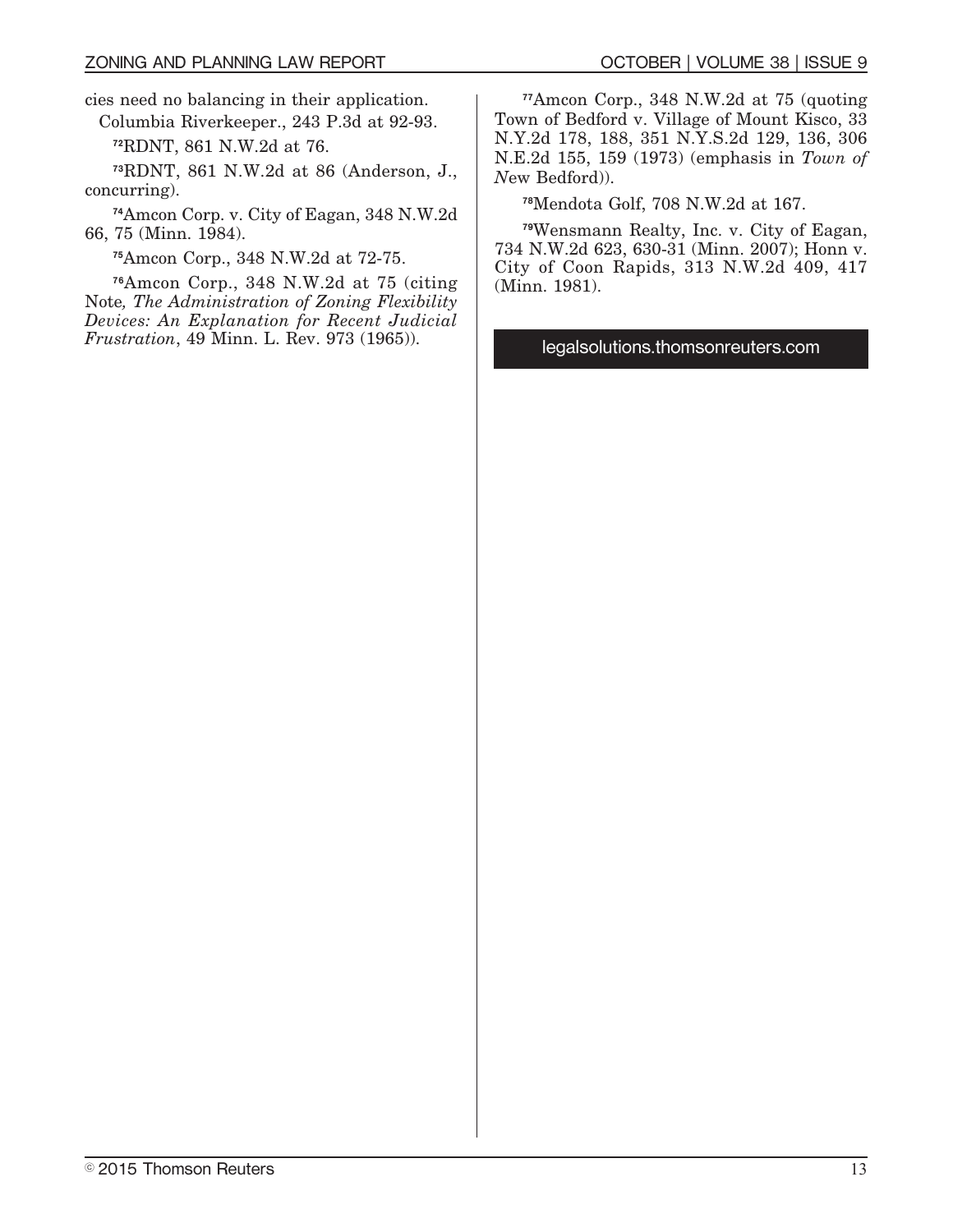cies need no balancing in their application.
Columbia Riverkeeper., 243 P.3d at 92-93.

[72]RDNT, 861 N.W.2d at 76.

[73]RDNT, 861 N.W.2d at 86 (Anderson, J., concurring).

[74]Amcon Corp. v. City of Eagan, 348 N.W.2d 66, 75 (Minn. 1984).

[75]Amcon Corp., 348 N.W.2d at 72-75.

[76]Amcon Corp., 348 N.W.2d at 75 (citing Note*, The Administration of Zoning Flexibility Devices: An Explanation for Recent Judicial Frustration*, 49 Minn. L. Rev. 973 (1965)).

[77]Amcon Corp., 348 N.W.2d at 75 (quoting Town of Bedford v. Village of Mount Kisco, 33 N.Y.2d 178, 188, 351 N.Y.S.2d 129, 136, 306 N.E.2d 155, 159 (1973) (emphasis in *Town of N*ew Bedford)).

[78]Mendota Golf, 708 N.W.2d at 167.

[79]Wensmann Realty, Inc. v. City of Eagan, 734 N.W.2d 623, 630-31 (Minn. 2007); Honn v. City of Coon Rapids, 313 N.W.2d 409, 417 (Minn. 1981).

legalsolutions.thomsonreuters.com